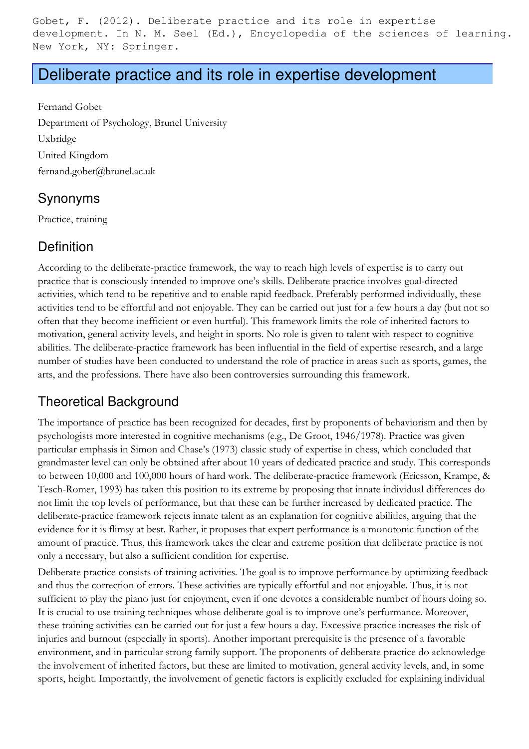Gobet, F. (2012). Deliberate practice and its role in expertise development. In N. M. Seel (Ed.), Encyclopedia of the sciences of learning. New York, NY: Springer.

# Deliberate practice and its role in expertise development

Fernand Gobet

Department of Psychology, Brunel University

Uxbridge

United Kingdom

fernand.gobet@brunel.ac.uk

## Synonyms

Practice, training

## Definition

According to the deliberate-practice framework, the way to reach high levels of expertise is to carry out practice that is consciously intended to improve one's skills. Deliberate practice involves goal-directed activities, which tend to be repetitive and to enable rapid feedback. Preferably performed individually, these activities tend to be effortful and not enjoyable. They can be carried out just for a few hours a day (but not so often that they become inefficient or even hurtful). This framework limits the role of inherited factors to motivation, general activity levels, and height in sports. No role is given to talent with respect to cognitive abilities. The deliberate-practice framework has been influential in the field of expertise research, and a large number of studies have been conducted to understand the role of practice in areas such as sports, games, the arts, and the professions. There have also been controversies surrounding this framework.

## Theoretical Background

The importance of practice has been recognized for decades, first by proponents of behaviorism and then by psychologists more interested in cognitive mechanisms (e.g., De Groot, 1946/1978). Practice was given particular emphasis in Simon and Chase's (1973) classic study of expertise in chess, which concluded that grandmaster level can only be obtained after about 10 years of dedicated practice and study. This corresponds to between 10,000 and 100,000 hours of hard work. The deliberate-practice framework (Ericsson, Krampe, & Tesch-Romer, 1993) has taken this position to its extreme by proposing that innate individual differences do not limit the top levels of performance, but that these can be further increased by dedicated practice. The deliberate-practice framework rejects innate talent as an explanation for cognitive abilities, arguing that the evidence for it is flimsy at best. Rather, it proposes that expert performance is a monotonic function of the amount of practice. Thus, this framework takes the clear and extreme position that deliberate practice is not only a necessary, but also a sufficient condition for expertise.

Deliberate practice consists of training activities. The goal is to improve performance by optimizing feedback and thus the correction of errors. These activities are typically effortful and not enjoyable. Thus, it is not sufficient to play the piano just for enjoyment, even if one devotes a considerable number of hours doing so. It is crucial to use training techniques whose deliberate goal is to improve one's performance. Moreover, these training activities can be carried out for just a few hours a day. Excessive practice increases the risk of injuries and burnout (especially in sports). Another important prerequisite is the presence of a favorable environment, and in particular strong family support. The proponents of deliberate practice do acknowledge the involvement of inherited factors, but these are limited to motivation, general activity levels, and, in some sports, height. Importantly, the involvement of genetic factors is explicitly excluded for explaining individual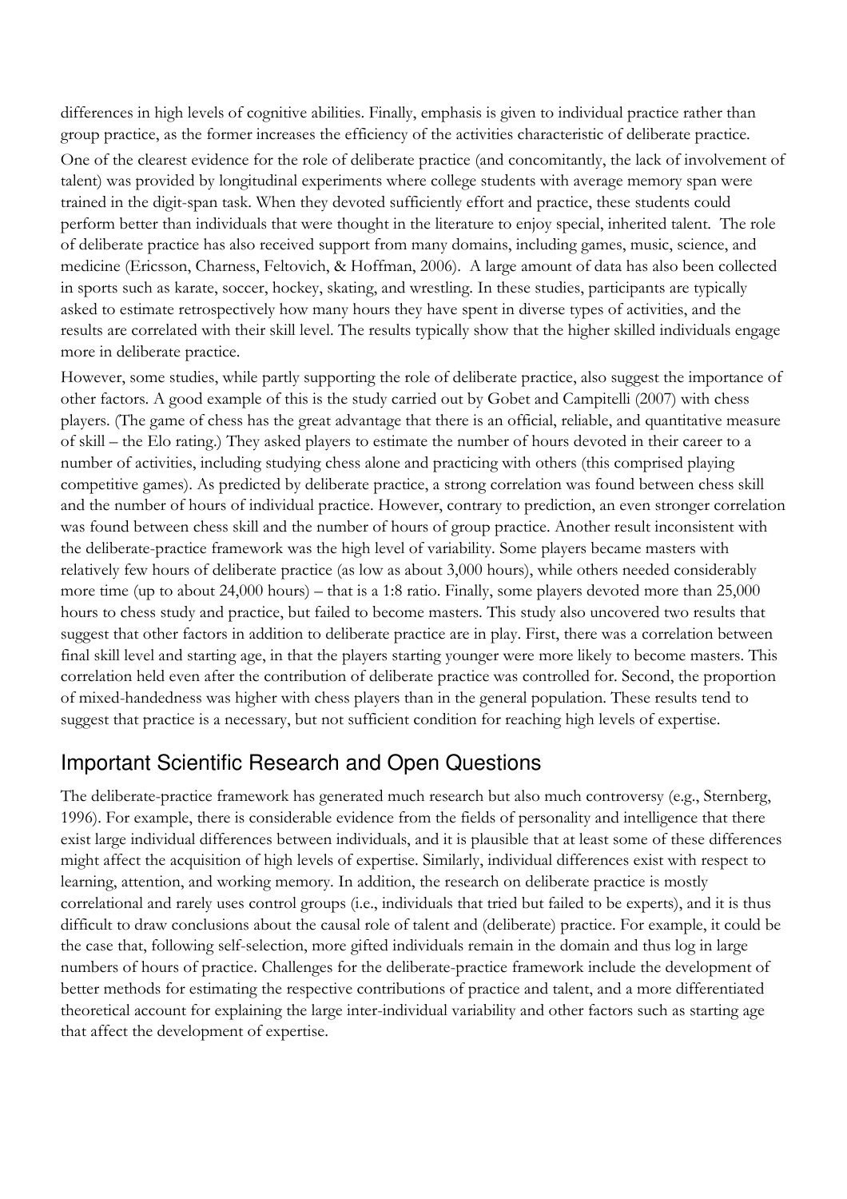differences in high levels of cognitive abilities. Finally, emphasis is given to individual practice rather than group practice, as the former increases the efficiency of the activities characteristic of deliberate practice.

One of the clearest evidence for the role of deliberate practice (and concomitantly, the lack of involvement of talent) was provided by longitudinal experiments where college students with average memory span were trained in the digit-span task. When they devoted sufficiently effort and practice, these students could perform better than individuals that were thought in the literature to enjoy special, inherited talent. The role of deliberate practice has also received support from many domains, including games, music, science, and medicine (Ericsson, Charness, Feltovich, & Hoffman, 2006). A large amount of data has also been collected in sports such as karate, soccer, hockey, skating, and wrestling. In these studies, participants are typically asked to estimate retrospectively how many hours they have spent in diverse types of activities, and the results are correlated with their skill level. The results typically show that the higher skilled individuals engage more in deliberate practice.

However, some studies, while partly supporting the role of deliberate practice, also suggest the importance of other factors. A good example of this is the study carried out by Gobet and Campitelli (2007) with chess players. (The game of chess has the great advantage that there is an official, reliable, and quantitative measure of skill – the Elo rating.) They asked players to estimate the number of hours devoted in their career to a number of activities, including studying chess alone and practicing with others (this comprised playing competitive games). As predicted by deliberate practice, a strong correlation was found between chess skill and the number of hours of individual practice. However, contrary to prediction, an even stronger correlation was found between chess skill and the number of hours of group practice. Another result inconsistent with the deliberate-practice framework was the high level of variability. Some players became masters with relatively few hours of deliberate practice (as low as about 3,000 hours), while others needed considerably more time (up to about 24,000 hours) – that is a 1:8 ratio. Finally, some players devoted more than 25,000 hours to chess study and practice, but failed to become masters. This study also uncovered two results that suggest that other factors in addition to deliberate practice are in play. First, there was a correlation between final skill level and starting age, in that the players starting younger were more likely to become masters. This correlation held even after the contribution of deliberate practice was controlled for. Second, the proportion of mixed-handedness was higher with chess players than in the general population. These results tend to suggest that practice is a necessary, but not sufficient condition for reaching high levels of expertise.

## Important Scientific Research and Open Questions

The deliberate-practice framework has generated much research but also much controversy (e.g., Sternberg, 1996). For example, there is considerable evidence from the fields of personality and intelligence that there exist large individual differences between individuals, and it is plausible that at least some of these differences might affect the acquisition of high levels of expertise. Similarly, individual differences exist with respect to learning, attention, and working memory. In addition, the research on deliberate practice is mostly correlational and rarely uses control groups (i.e., individuals that tried but failed to be experts), and it is thus difficult to draw conclusions about the causal role of talent and (deliberate) practice. For example, it could be the case that, following self-selection, more gifted individuals remain in the domain and thus log in large numbers of hours of practice. Challenges for the deliberate-practice framework include the development of better methods for estimating the respective contributions of practice and talent, and a more differentiated theoretical account for explaining the large inter-individual variability and other factors such as starting age that affect the development of expertise.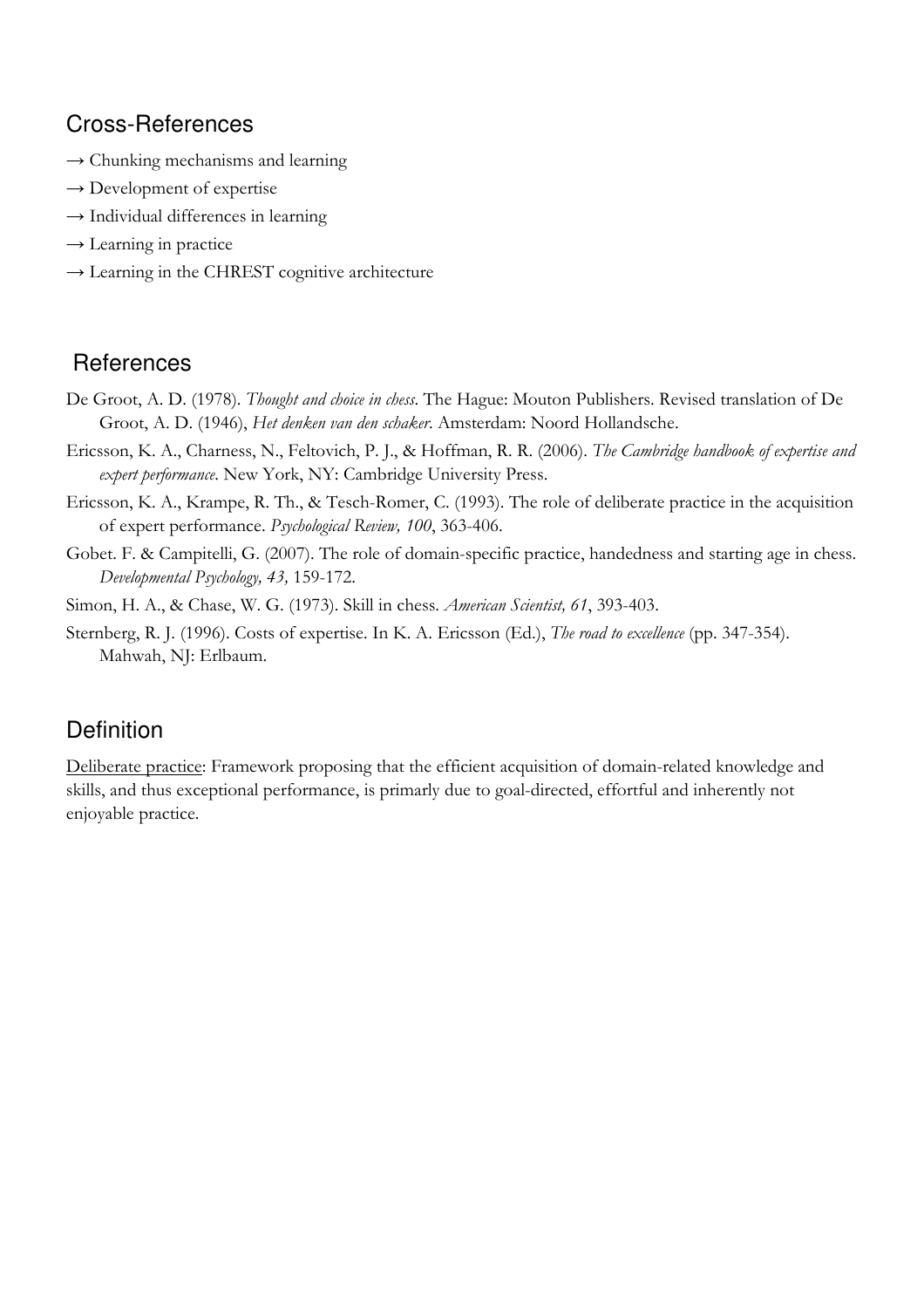## Cross-References

→ Chunking mechanisms and learning

→ Development of expertise

→ Individual differences in learning

→ Learning in practice

→ Learning in the CHREST cognitive architecture

## References

De Groot, A. D. (1978). *Thought and choice in chess*. The Hague: Mouton Publishers. Revised translation of De Groot, A. D. (1946), *Het denken van den schaker*. Amsterdam: Noord Hollandsche.

Ericsson, K. A., Charness, N., Feltovich, P. J., & Hoffman, R. R. (2006). *The Cambridge handbook of expertise and expert performance*. New York, NY: Cambridge University Press.

Ericsson, K. A., Krampe, R. Th., & Tesch-Romer, C. (1993). The role of deliberate practice in the acquisition of expert performance. *Psychological Review, 100*, 363-406.

Gobet. F. & Campitelli, G. (2007). The role of domain-specific practice, handedness and starting age in chess. *Developmental Psychology, 43,* 159-172.

Simon, H. A., & Chase, W. G. (1973). Skill in chess. *American Scientist, 61*, 393-403.

Sternberg, R. J. (1996). Costs of expertise. In K. A. Ericsson (Ed.), *The road to excellence* (pp. 347-354). Mahwah, NJ: Erlbaum.

## Definition

Deliberate practice: Framework proposing that the efficient acquisition of domain-related knowledge and skills, and thus exceptional performance, is primarly due to goal-directed, effortful and inherently not enjoyable practice.